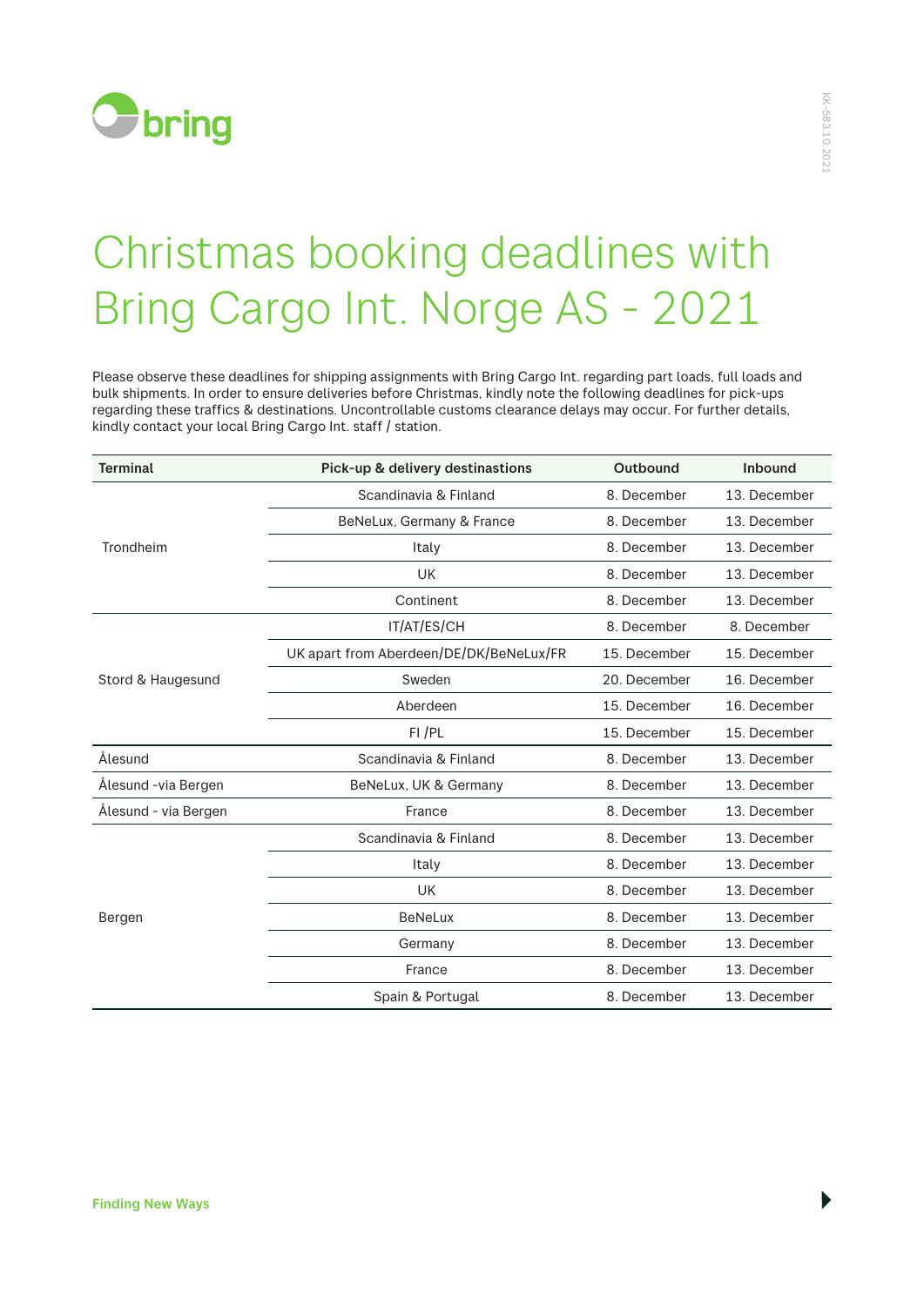bring

# Christmas booking deadlines with Bring Cargo Int. Norge AS - 2021

Please observe these deadlines for shipping assignments with Bring Cargo Int. regarding part loads, full loads and bulk shipments. In order to ensure deliveries before Christmas, kindly note the following deadlines for pick-ups regarding these traffics & destinations. Uncontrollable customs clearance delays may occur. For further details, kindly contact your local Bring Cargo Int. staff / station.

| Terminal | Pick-up & delivery destinastions | Outbound | Inbound |
|---|---|---|---|
| Trondheim | Scandinavia & Finland | 8. December | 13. December |
| | BeNeLux, Germany & France | 8. December | 13. December |
| | Italy | 8. December | 13. December |
| | UK | 8. December | 13. December |
| | Continent | 8. December | 13. December |
| Stord & Haugesund | IT/AT/ES/CH | 8. December | 8. December |
| | UK apart from Aberdeen/DE/DK/BeNeLux/FR | 15. December | 15. December |
| | Sweden | 20. December | 16. December |
| | Aberdeen | 15. December | 16. December |
| | FI /PL | 15. December | 15. December |
| Ålesund | Scandinavia & Finland | 8. December | 13. December |
| Ålesund -via Bergen | BeNeLux, UK & Germany | 8. December | 13. December |
| Ålesund - via Bergen | France | 8. December | 13. December |
| Bergen | Scandinavia & Finland | 8. December | 13. December |
| | Italy | 8. December | 13. December |
| | UK | 8. December | 13. December |
| | BeNeLux | 8. December | 13. December |
| | Germany | 8. December | 13. December |
| | France | 8. December | 13. December |
| | Spain & Portugal | 8. December | 13. December |

Finding New Ways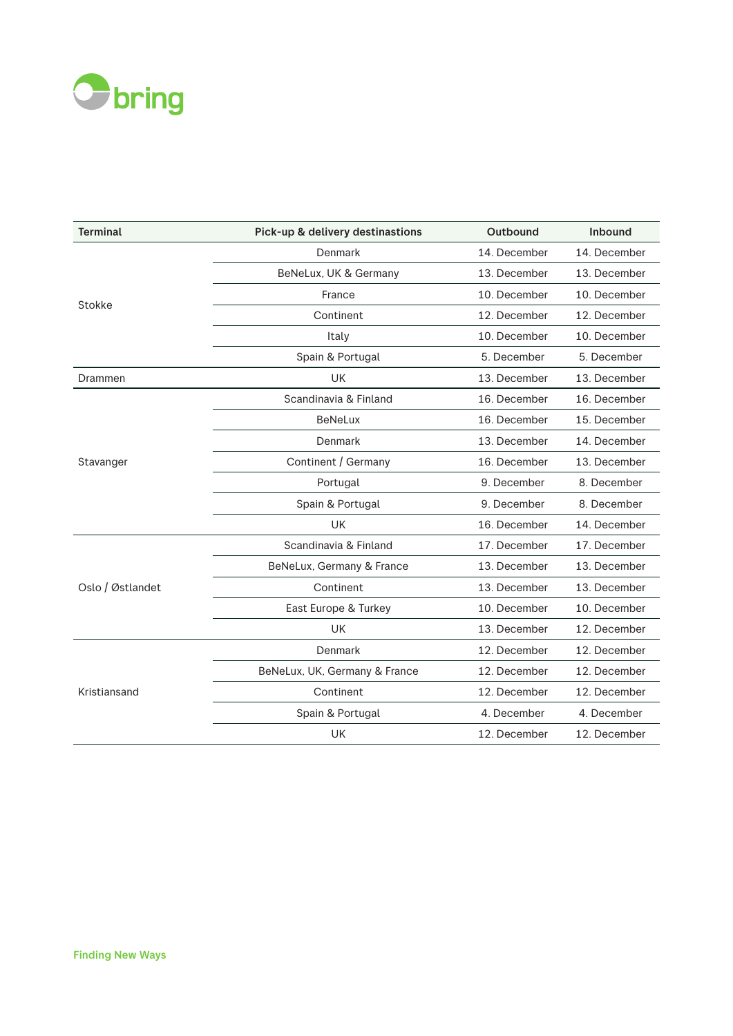bring

| Terminal | Pick-up & delivery destinastions | Outbound | Inbound |
|---|---|---|---|
| Stokke | Denmark | 14. December | 14. December |
| | BeNeLux, UK & Germany | 13. December | 13. December |
| | France | 10. December | 10. December |
| | Continent | 12. December | 12. December |
| | Italy | 10. December | 10. December |
| | Spain & Portugal | 5. December | 5. December |
| Drammen | UK | 13. December | 13. December |
| Stavanger | Scandinavia & Finland | 16. December | 16. December |
| | BeNeLux | 16. December | 15. December |
| | Denmark | 13. December | 14. December |
| | Continent / Germany | 16. December | 13. December |
| | Portugal | 9. December | 8. December |
| | Spain & Portugal | 9. December | 8. December |
| | UK | 16. December | 14. December |
| Oslo / Østlandet | Scandinavia & Finland | 17. December | 17. December |
| | BeNeLux, Germany & France | 13. December | 13. December |
| | Continent | 13. December | 13. December |
| | East Europe & Turkey | 10. December | 10. December |
| | UK | 13. December | 12. December |
| Kristiansand | Denmark | 12. December | 12. December |
| | BeNeLux, UK, Germany & France | 12. December | 12. December |
| | Continent | 12. December | 12. December |
| | Spain & Portugal | 4. December | 4. December |
| | UK | 12. December | 12. December |

Finding New Ways